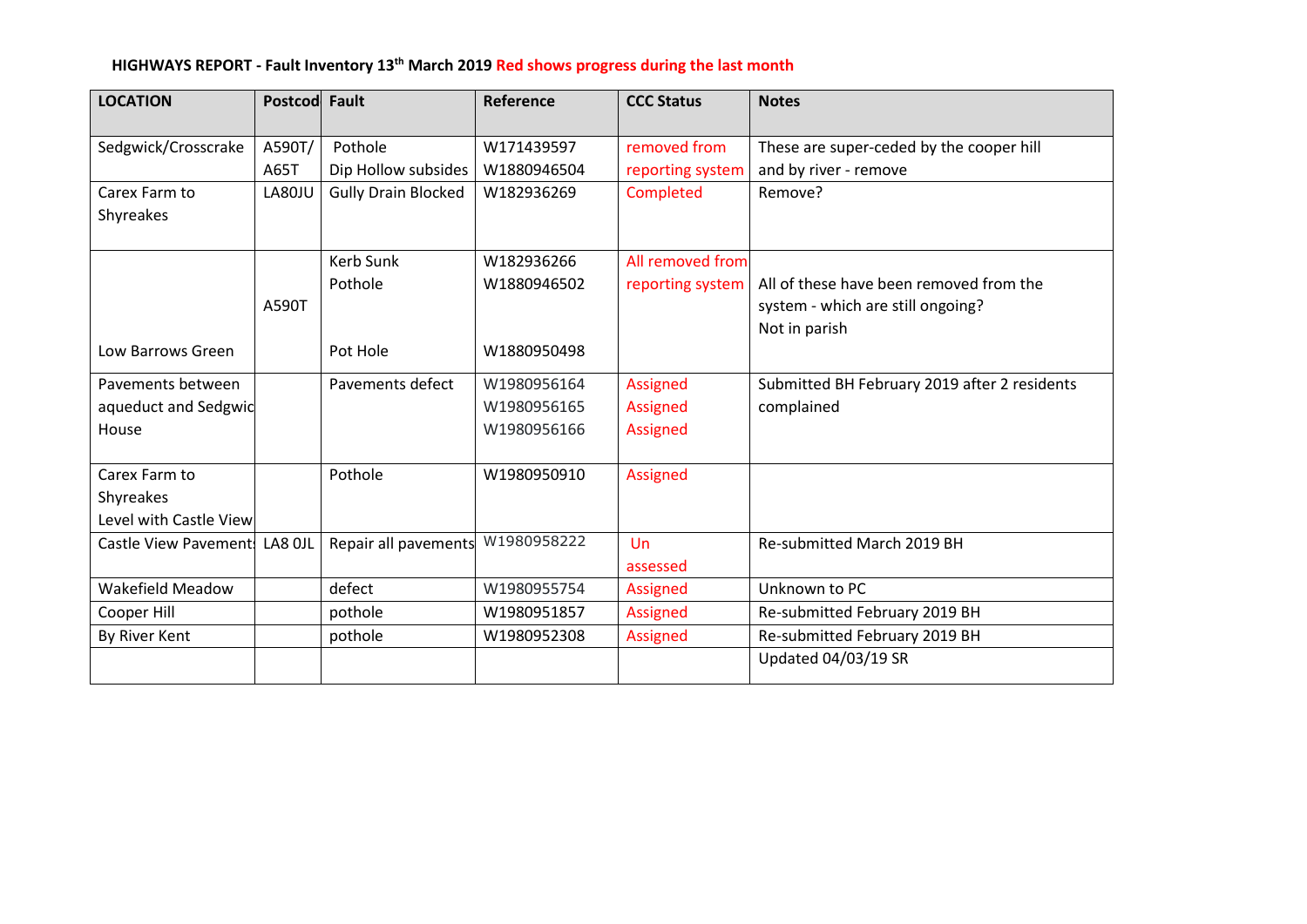**HIGHWAYS REPORT - Fault Inventory 13th March 2019 Red shows progress during the last month**

| LOCATION | Postcod | Fault | Reference | CCC Status | Notes |
|---|---|---|---|---|---|
| Sedgwick/Crosscrake | A590T/ A65T | Pothole Dip Hollow subsides | W171439597 W1880946504 | removed from reporting system | These are super-ceded by the cooper hill and by river - remove |
| Carex Farm to Shyreakes | LA80JU | Gully Drain Blocked | W182936269 | Completed | Remove? |
| Low Barrows Green | A590T | Kerb Sunk Pothole Pot Hole | W182936266 W1880946502 W1880950498 | All removed from reporting system | All of these have been removed from the system - which are still ongoing? Not in parish |
| Pavements between aqueduct and Sedgwic House | | Pavements defect | W1980956164 W1980956165 W1980956166 | Assigned Assigned Assigned | Submitted BH February 2019 after 2 residents complained |
| Carex Farm to Shyreakes Level with Castle View | | Pothole | W1980950910 | Assigned | |
| Castle View Pavement | LA8 0JL | Repair all pavements | W1980958222 | Un assessed | Re-submitted March 2019 BH |
| Wakefield Meadow | | defect | W1980955754 | Assigned | Unknown to PC |
| Cooper Hill | | pothole | W1980951857 | Assigned | Re-submitted February 2019 BH |
| By River Kent | | pothole | W1980952308 | Assigned | Re-submitted February 2019 BH |
| | | | | | Updated 04/03/19 SR |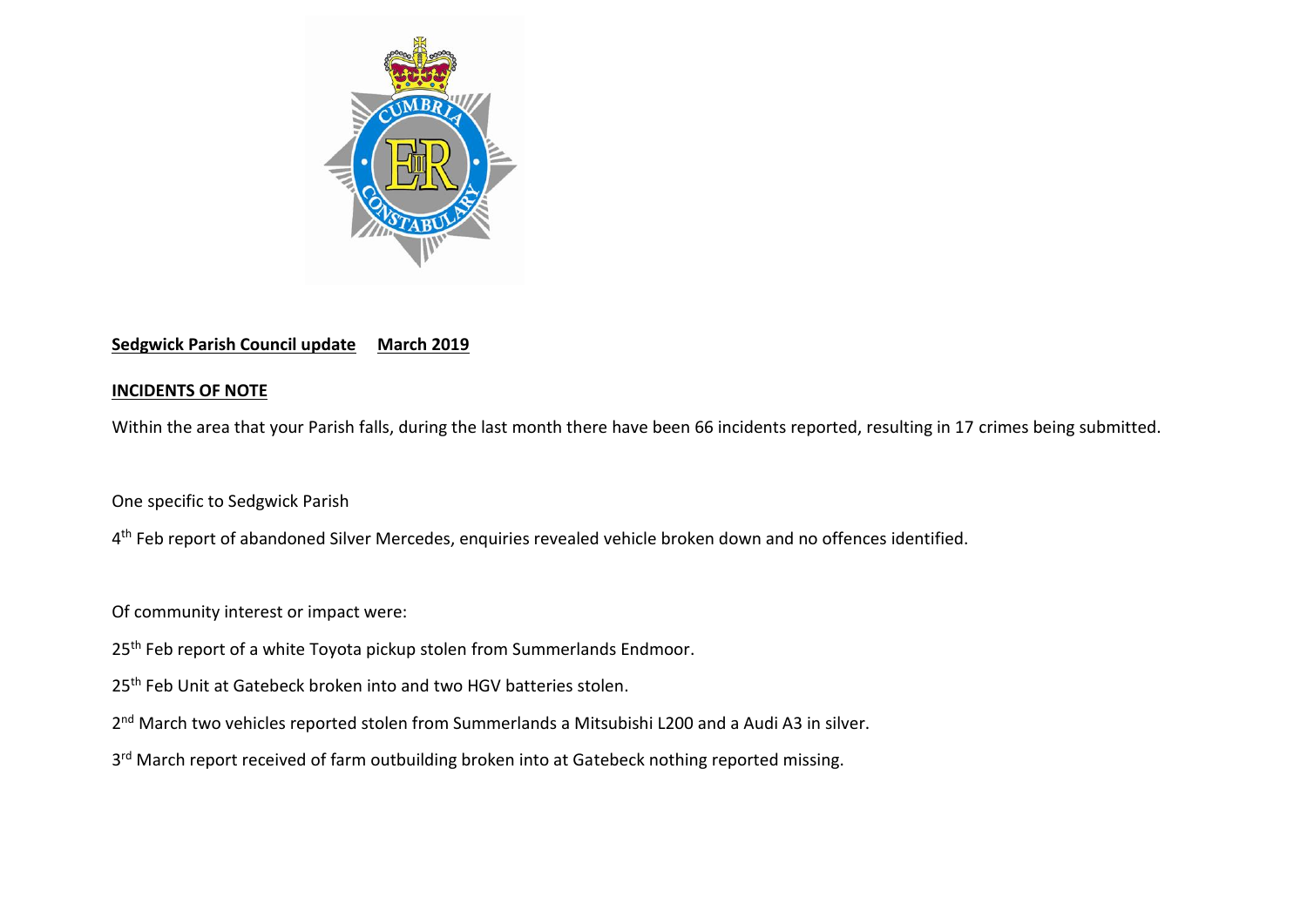**Sedgwick Parish Council update March 2019**

**INCIDENTS OF NOTE**

Within the area that your Parish falls, during the last month there have been 66 incidents reported, resulting in 17 crimes being submitted.

One specific to Sedgwick Parish

4th Feb report of abandoned Silver Mercedes, enquiries revealed vehicle broken down and no offences identified.

Of community interest or impact were:

25th Feb report of a white Toyota pickup stolen from Summerlands Endmoor.

25th Feb Unit at Gatebeck broken into and two HGV batteries stolen.

2nd March two vehicles reported stolen from Summerlands a Mitsubishi L200 and a Audi A3 in silver.

3rd March report received of farm outbuilding broken into at Gatebeck nothing reported missing.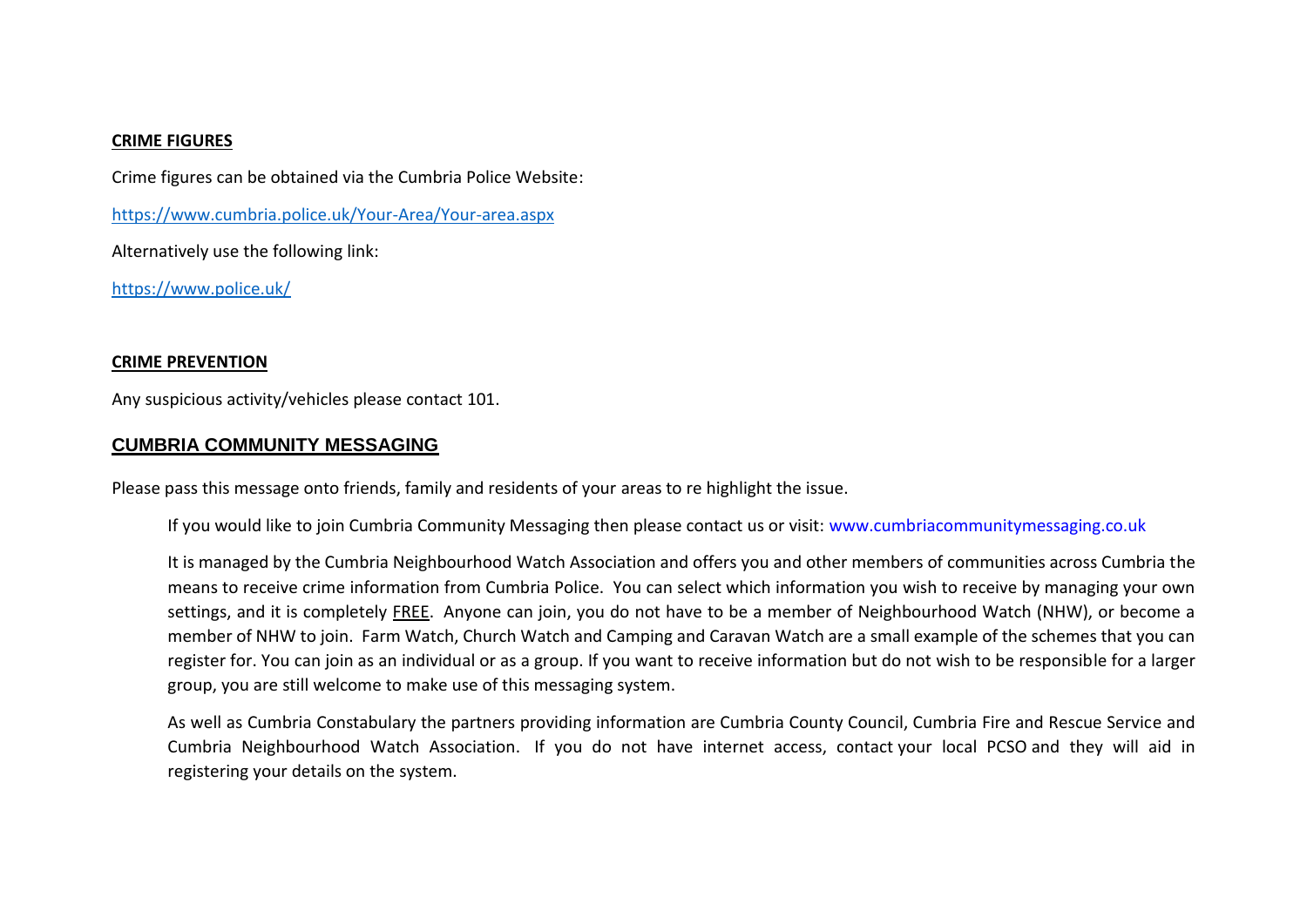## CRIME FIGURES

Crime figures can be obtained via the Cumbria Police Website:

https://www.cumbria.police.uk/Your-Area/Your-area.aspx

Alternatively use the following link:

https://www.police.uk/

## CRIME PREVENTION

Any suspicious activity/vehicles please contact 101.

## CUMBRIA COMMUNITY MESSAGING

Please pass this message onto friends, family and residents of your areas to re highlight the issue.

If you would like to join Cumbria Community Messaging then please contact us or visit: www.cumbriacommunitymessaging.co.uk

It is managed by the Cumbria Neighbourhood Watch Association and offers you and other members of communities across Cumbria the means to receive crime information from Cumbria Police. You can select which information you wish to receive by managing your own settings, and it is completely FREE. Anyone can join, you do not have to be a member of Neighbourhood Watch (NHW), or become a member of NHW to join. Farm Watch, Church Watch and Camping and Caravan Watch are a small example of the schemes that you can register for. You can join as an individual or as a group. If you want to receive information but do not wish to be responsible for a larger group, you are still welcome to make use of this messaging system.

As well as Cumbria Constabulary the partners providing information are Cumbria County Council, Cumbria Fire and Rescue Service and Cumbria Neighbourhood Watch Association. If you do not have internet access, contact your local PCSO and they will aid in registering your details on the system.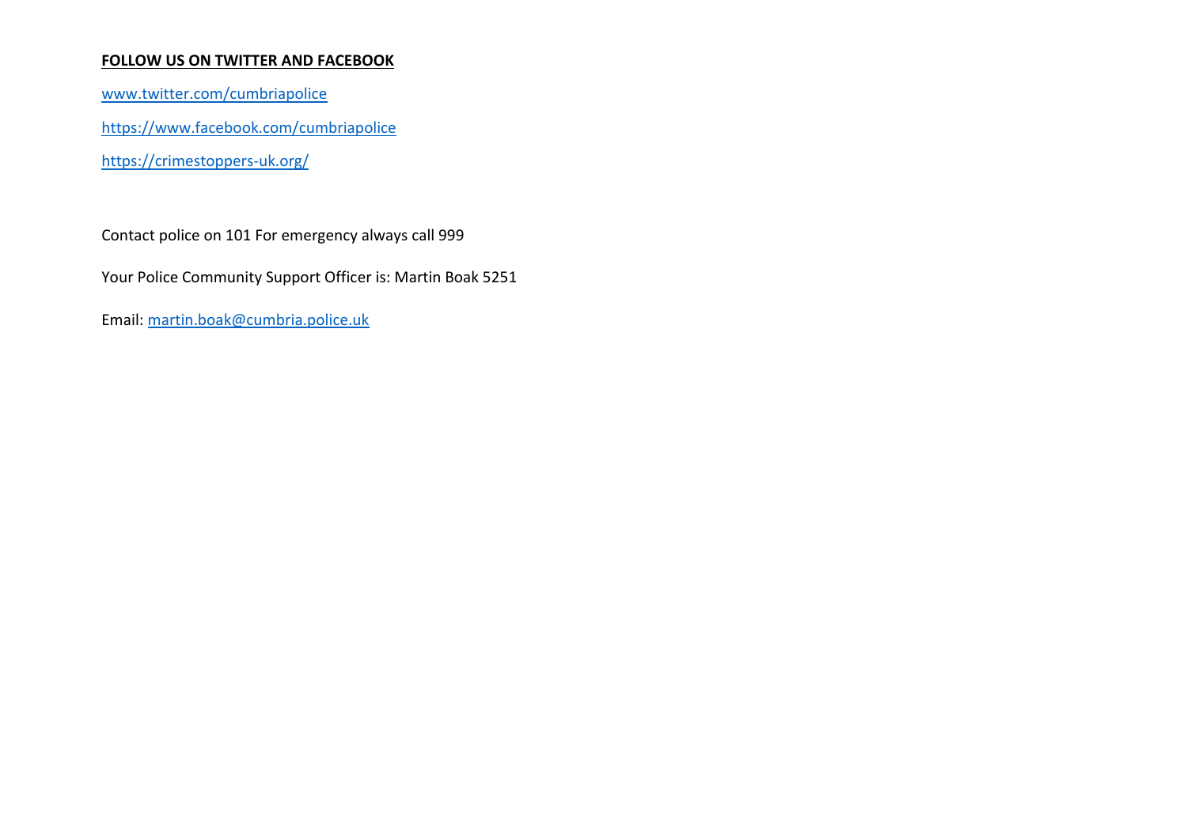**FOLLOW US ON TWITTER AND FACEBOOK**

www.twitter.com/cumbriapolice

https://www.facebook.com/cumbriapolice

https://crimestoppers-uk.org/

Contact police on 101 For emergency always call 999

Your Police Community Support Officer is: Martin Boak 5251

Email: martin.boak@cumbria.police.uk